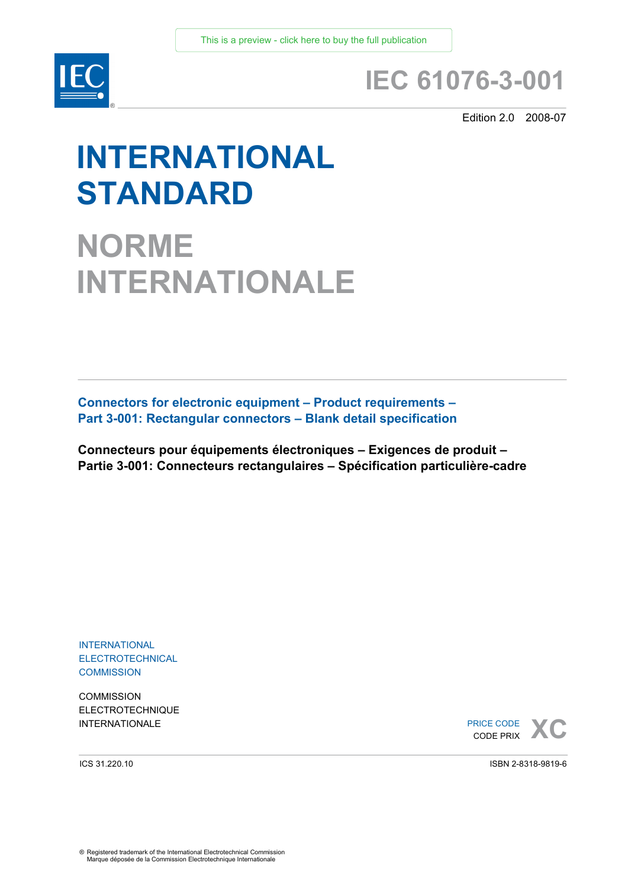This is a preview - click here to buy the full publication

# IEC 61076-3-001

Edition 2.0 2008-07

# INTERNATIONAL STANDARD

# NORME INTERNATIONALE

**Connectors for electronic equipment – Product requirements –**
**Part 3-001: Rectangular connectors – Blank detail specification**

**Connecteurs pour équipements électroniques – Exigences de produit –**
**Partie 3-001: Connecteurs rectangulaires – Spécification particulière-cadre**

INTERNATIONAL
ELECTROTECHNICAL
COMMISSION

COMMISSION
ELECTROTECHNIQUE
INTERNATIONALE

PRICE CODE
CODE PRIX **XC**

ICS 31.220.10

ISBN 2-8318-9819-6

® Registered trademark of the International Electrotechnical Commission
Marque déposée de la Commission Electrotechnique Internationale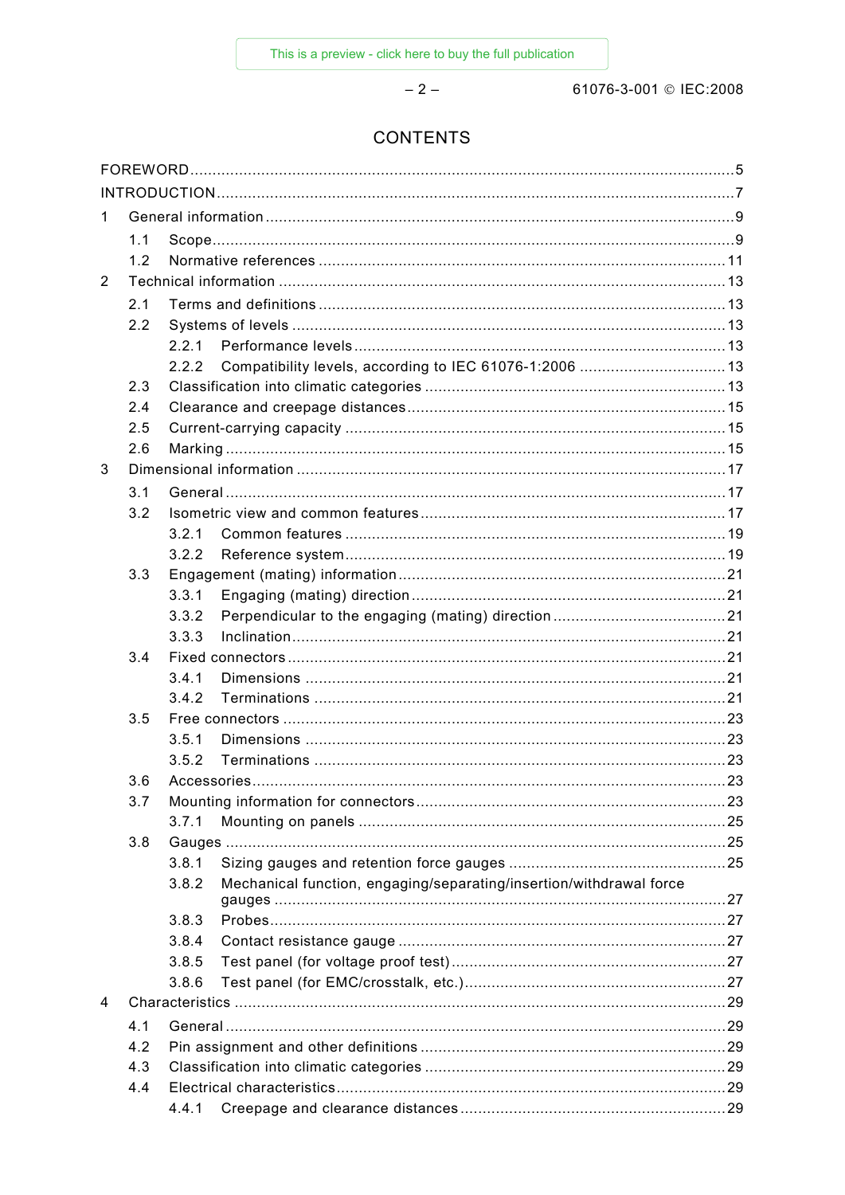# CONTENTS

FOREWORD....5

INTRODUCTION....7

1 General information....9
- 1.1 Scope....9
- 1.2 Normative references....11

2 Technical information....13
- 2.1 Terms and definitions....13
- 2.2 Systems of levels....13
  - 2.2.1 Performance levels....13
  - 2.2.2 Compatibility levels, according to IEC 61076-1:2006....13
- 2.3 Classification into climatic categories....13
- 2.4 Clearance and creepage distances....15
- 2.5 Current-carrying capacity....15
- 2.6 Marking....15

3 Dimensional information....17
- 3.1 General....17
- 3.2 Isometric view and common features....17
  - 3.2.1 Common features....19
  - 3.2.2 Reference system....19
- 3.3 Engagement (mating) information....21
  - 3.3.1 Engaging (mating) direction....21
  - 3.3.2 Perpendicular to the engaging (mating) direction....21
  - 3.3.3 Inclination....21
- 3.4 Fixed connectors....21
  - 3.4.1 Dimensions....21
  - 3.4.2 Terminations....21
- 3.5 Free connectors....23
  - 3.5.1 Dimensions....23
  - 3.5.2 Terminations....23
- 3.6 Accessories....23
- 3.7 Mounting information for connectors....23
  - 3.7.1 Mounting on panels....25
- 3.8 Gauges....25
  - 3.8.1 Sizing gauges and retention force gauges....25
  - 3.8.2 Mechanical function, engaging/separating/insertion/withdrawal force gauges....27
  - 3.8.3 Probes....27
  - 3.8.4 Contact resistance gauge....27
  - 3.8.5 Test panel (for voltage proof test)....27
  - 3.8.6 Test panel (for EMC/crosstalk, etc.)....27

4 Characteristics....29
- 4.1 General....29
- 4.2 Pin assignment and other definitions....29
- 4.3 Classification into climatic categories....29
- 4.4 Electrical characteristics....29
  - 4.4.1 Creepage and clearance distances....29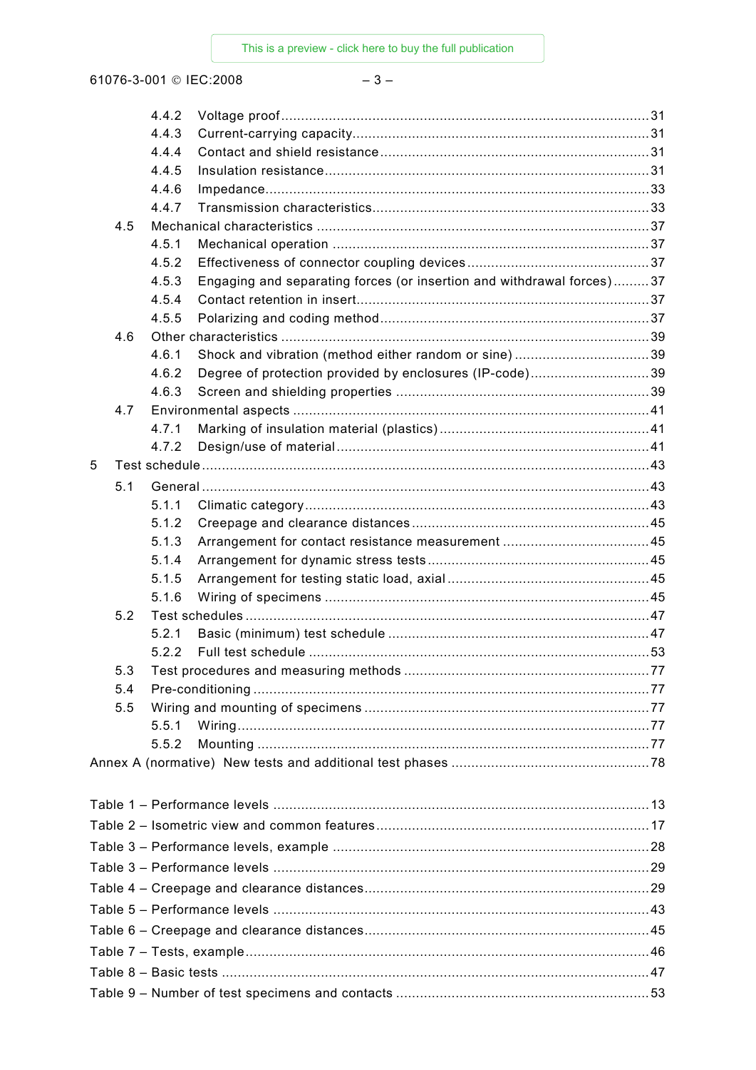4.4.2 Voltage proof ..... 31
4.4.3 Current-carrying capacity ..... 31
4.4.4 Contact and shield resistance ..... 31
4.4.5 Insulation resistance ..... 31
4.4.6 Impedance ..... 33
4.4.7 Transmission characteristics ..... 33
4.5 Mechanical characteristics ..... 37
4.5.1 Mechanical operation ..... 37
4.5.2 Effectiveness of connector coupling devices ..... 37
4.5.3 Engaging and separating forces (or insertion and withdrawal forces) ..... 37
4.5.4 Contact retention in insert ..... 37
4.5.5 Polarizing and coding method ..... 37
4.6 Other characteristics ..... 39
4.6.1 Shock and vibration (method either random or sine) ..... 39
4.6.2 Degree of protection provided by enclosures (IP-code) ..... 39
4.6.3 Screen and shielding properties ..... 39
4.7 Environmental aspects ..... 41
4.7.1 Marking of insulation material (plastics) ..... 41
4.7.2 Design/use of material ..... 41
5 Test schedule ..... 43
5.1 General ..... 43
5.1.1 Climatic category ..... 43
5.1.2 Creepage and clearance distances ..... 45
5.1.3 Arrangement for contact resistance measurement ..... 45
5.1.4 Arrangement for dynamic stress tests ..... 45
5.1.5 Arrangement for testing static load, axial ..... 45
5.1.6 Wiring of specimens ..... 45
5.2 Test schedules ..... 47
5.2.1 Basic (minimum) test schedule ..... 47
5.2.2 Full test schedule ..... 53
5.3 Test procedures and measuring methods ..... 77
5.4 Pre-conditioning ..... 77
5.5 Wiring and mounting of specimens ..... 77
5.5.1 Wiring ..... 77
5.5.2 Mounting ..... 77
Annex A (normative) New tests and additional test phases ..... 78

Table 1 – Performance levels ..... 13
Table 2 – Isometric view and common features ..... 17
Table 3 – Performance levels, example ..... 28
Table 3 – Performance levels ..... 29
Table 4 – Creepage and clearance distances ..... 29
Table 5 – Performance levels ..... 43
Table 6 – Creepage and clearance distances ..... 45
Table 7 – Tests, example ..... 46
Table 8 – Basic tests ..... 47
Table 9 – Number of test specimens and contacts ..... 53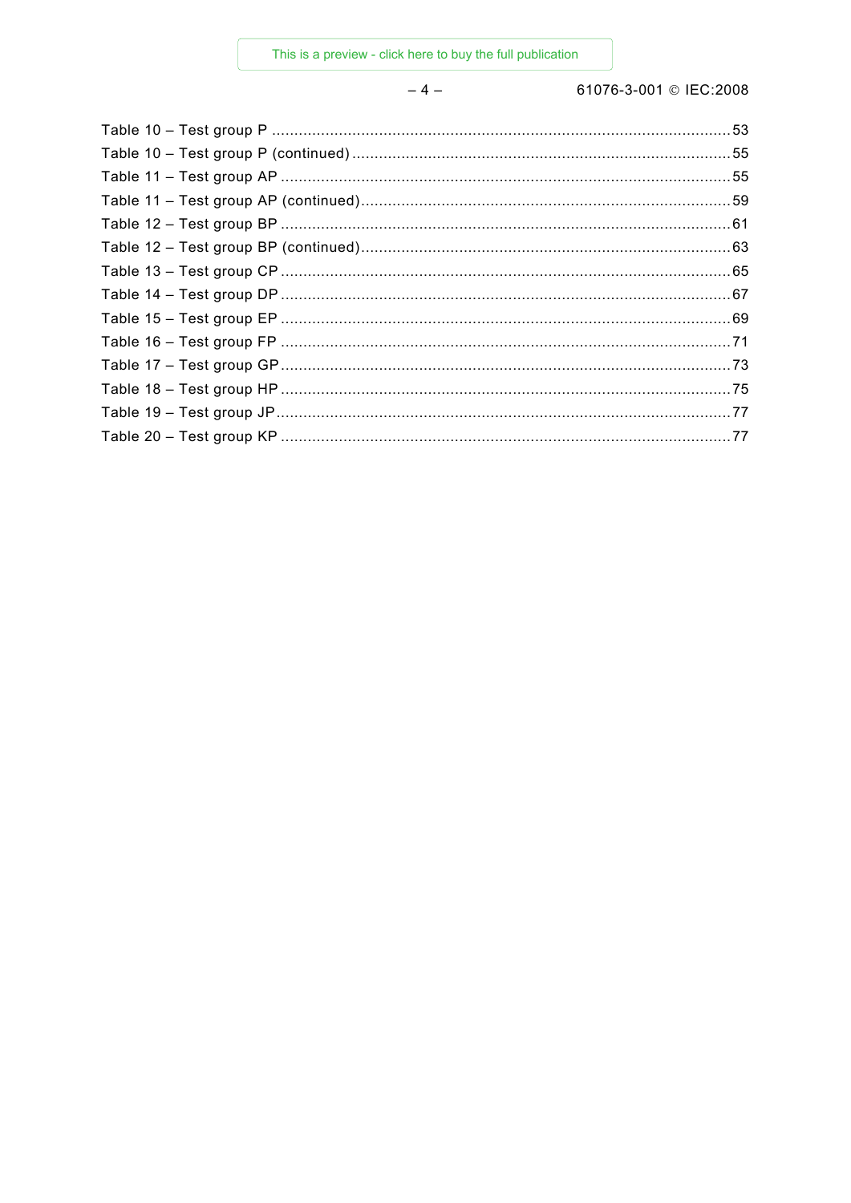Table 10 – Test group P ....................................................................................................53
Table 10 – Test group P (continued) ...................................................................................55
Table 11 – Test group AP ..................................................................................................55
Table 11 – Test group AP (continued).................................................................................59
Table 12 – Test group BP ..................................................................................................61
Table 12 – Test group BP (continued).................................................................................63
Table 13 – Test group CP ..................................................................................................65
Table 14 – Test group DP ..................................................................................................67
Table 15 – Test group EP ..................................................................................................69
Table 16 – Test group FP ..................................................................................................71
Table 17 – Test group GP...................................................................................................73
Table 18 – Test group HP ..................................................................................................75
Table 19 – Test group JP....................................................................................................77
Table 20 – Test group KP ..................................................................................................77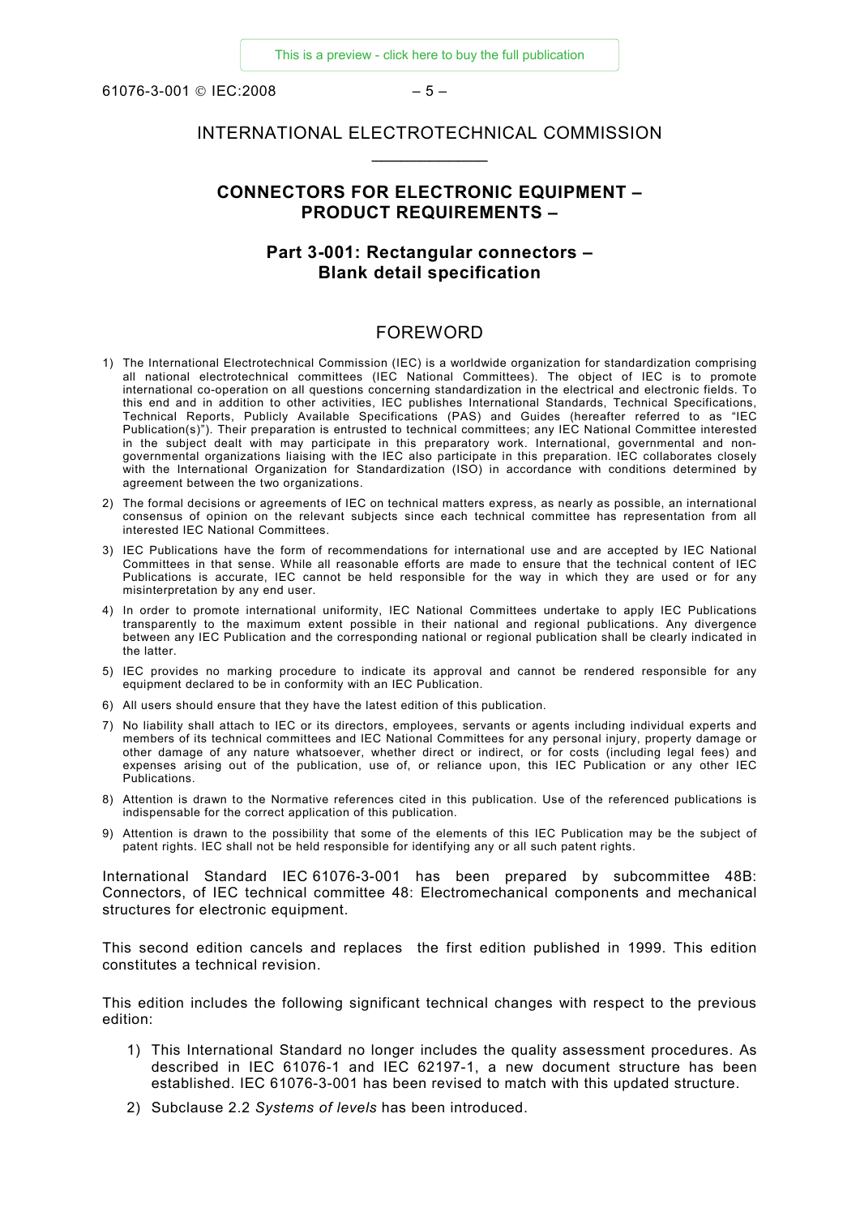# INTERNATIONAL ELECTROTECHNICAL COMMISSION

## CONNECTORS FOR ELECTRONIC EQUIPMENT – PRODUCT REQUIREMENTS –

## Part 3-001: Rectangular connectors – Blank detail specification

## FOREWORD

1) The International Electrotechnical Commission (IEC) is a worldwide organization for standardization comprising all national electrotechnical committees (IEC National Committees). The object of IEC is to promote international co-operation on all questions concerning standardization in the electrical and electronic fields. To this end and in addition to other activities, IEC publishes International Standards, Technical Specifications, Technical Reports, Publicly Available Specifications (PAS) and Guides (hereafter referred to as "IEC Publication(s)"). Their preparation is entrusted to technical committees; any IEC National Committee interested in the subject dealt with may participate in this preparatory work. International, governmental and non-governmental organizations liaising with the IEC also participate in this preparation. IEC collaborates closely with the International Organization for Standardization (ISO) in accordance with conditions determined by agreement between the two organizations.

2) The formal decisions or agreements of IEC on technical matters express, as nearly as possible, an international consensus of opinion on the relevant subjects since each technical committee has representation from all interested IEC National Committees.

3) IEC Publications have the form of recommendations for international use and are accepted by IEC National Committees in that sense. While all reasonable efforts are made to ensure that the technical content of IEC Publications is accurate, IEC cannot be held responsible for the way in which they are used or for any misinterpretation by any end user.

4) In order to promote international uniformity, IEC National Committees undertake to apply IEC Publications transparently to the maximum extent possible in their national and regional publications. Any divergence between any IEC Publication and the corresponding national or regional publication shall be clearly indicated in the latter.

5) IEC provides no marking procedure to indicate its approval and cannot be rendered responsible for any equipment declared to be in conformity with an IEC Publication.

6) All users should ensure that they have the latest edition of this publication.

7) No liability shall attach to IEC or its directors, employees, servants or agents including individual experts and members of its technical committees and IEC National Committees for any personal injury, property damage or other damage of any nature whatsoever, whether direct or indirect, or for costs (including legal fees) and expenses arising out of the publication, use of, or reliance upon, this IEC Publication or any other IEC Publications.

8) Attention is drawn to the Normative references cited in this publication. Use of the referenced publications is indispensable for the correct application of this publication.

9) Attention is drawn to the possibility that some of the elements of this IEC Publication may be the subject of patent rights. IEC shall not be held responsible for identifying any or all such patent rights.

International Standard IEC 61076-3-001 has been prepared by subcommittee 48B: Connectors, of IEC technical committee 48: Electromechanical components and mechanical structures for electronic equipment.

This second edition cancels and replaces the first edition published in 1999. This edition constitutes a technical revision.

This edition includes the following significant technical changes with respect to the previous edition:

1) This International Standard no longer includes the quality assessment procedures. As described in IEC 61076-1 and IEC 62197-1, a new document structure has been established. IEC 61076-3-001 has been revised to match with this updated structure.
2) Subclause 2.2 *Systems of levels* has been introduced.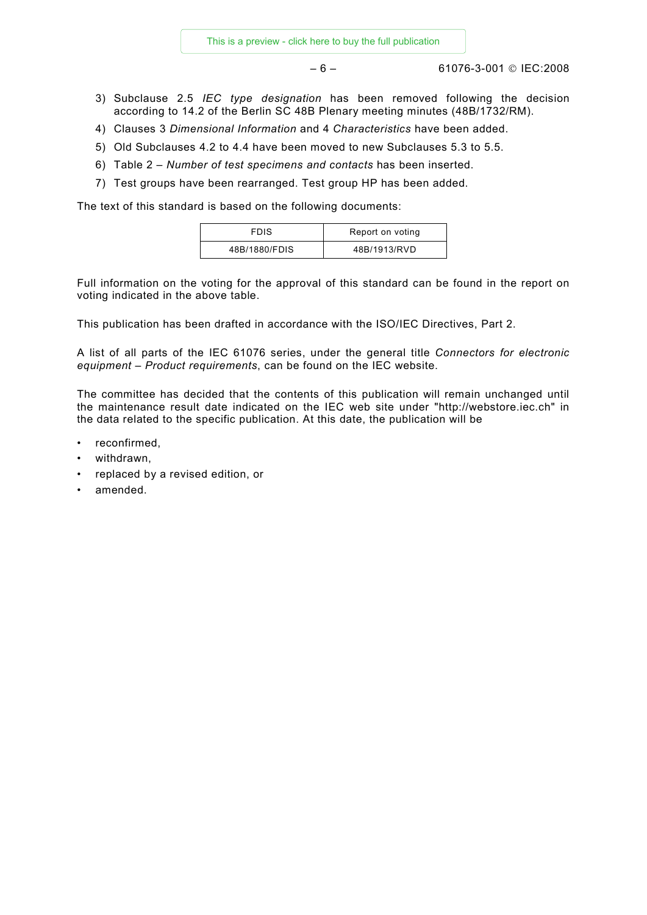3) Subclause 2.5 *IEC type designation* has been removed following the decision according to 14.2 of the Berlin SC 48B Plenary meeting minutes (48B/1732/RM).
4) Clauses 3 *Dimensional Information* and 4 *Characteristics* have been added.
5) Old Subclauses 4.2 to 4.4 have been moved to new Subclauses 5.3 to 5.5.
6) Table 2 – *Number of test specimens and contacts* has been inserted.
7) Test groups have been rearranged. Test group HP has been added.

The text of this standard is based on the following documents:

| FDIS | Report on voting |
|---|---|
| 48B/1880/FDIS | 48B/1913/RVD |

Full information on the voting for the approval of this standard can be found in the report on voting indicated in the above table.

This publication has been drafted in accordance with the ISO/IEC Directives, Part 2.

A list of all parts of the IEC 61076 series, under the general title *Connectors for electronic equipment – Product requirements*, can be found on the IEC website.

The committee has decided that the contents of this publication will remain unchanged until the maintenance result date indicated on the IEC web site under "http://webstore.iec.ch" in the data related to the specific publication. At this date, the publication will be

- reconfirmed,
- withdrawn,
- replaced by a revised edition, or
- amended.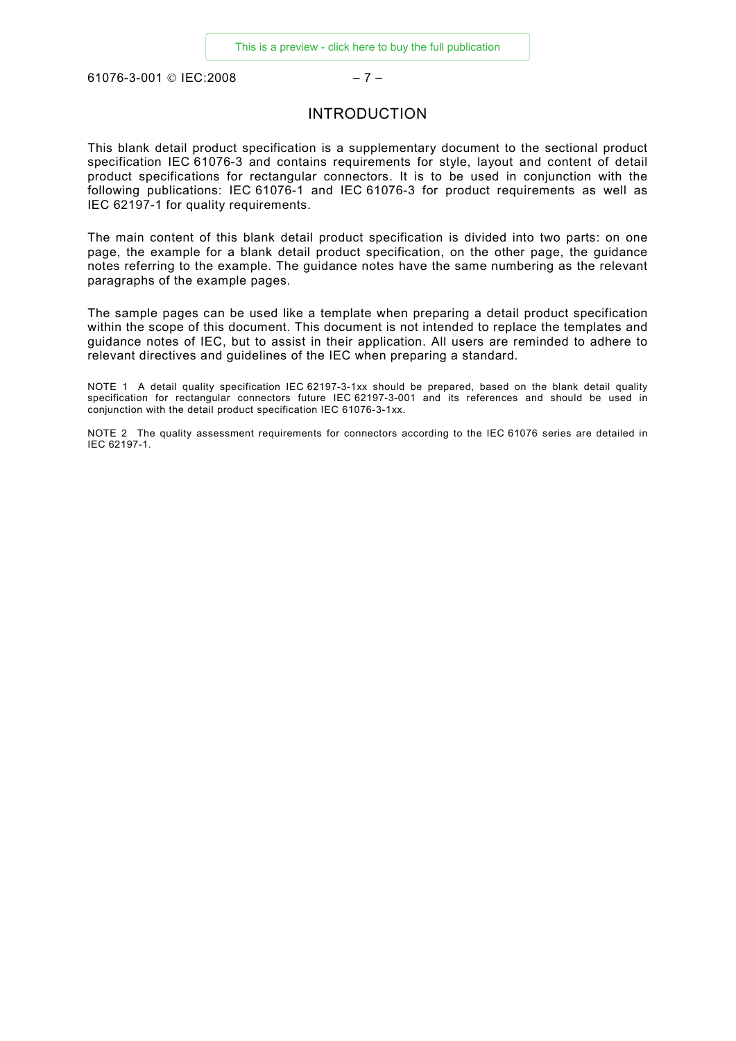# INTRODUCTION

This blank detail product specification is a supplementary document to the sectional product specification IEC 61076-3 and contains requirements for style, layout and content of detail product specifications for rectangular connectors. It is to be used in conjunction with the following publications: IEC 61076-1 and IEC 61076-3 for product requirements as well as IEC 62197-1 for quality requirements.

The main content of this blank detail product specification is divided into two parts: on one page, the example for a blank detail product specification, on the other page, the guidance notes referring to the example. The guidance notes have the same numbering as the relevant paragraphs of the example pages.

The sample pages can be used like a template when preparing a detail product specification within the scope of this document. This document is not intended to replace the templates and guidance notes of IEC, but to assist in their application. All users are reminded to adhere to relevant directives and guidelines of the IEC when preparing a standard.

NOTE 1 A detail quality specification IEC 62197-3-1xx should be prepared, based on the blank detail quality specification for rectangular connectors future IEC 62197-3-001 and its references and should be used in conjunction with the detail product specification IEC 61076-3-1xx.

NOTE 2 The quality assessment requirements for connectors according to the IEC 61076 series are detailed in IEC 62197-1.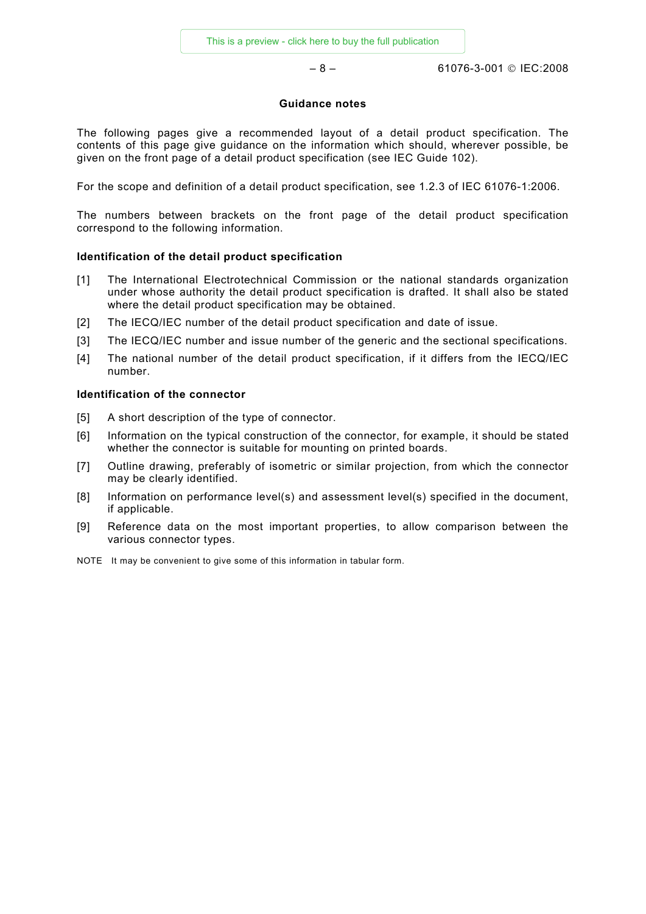## Guidance notes

The following pages give a recommended layout of a detail product specification. The contents of this page give guidance on the information which should, wherever possible, be given on the front page of a detail product specification (see IEC Guide 102).

For the scope and definition of a detail product specification, see 1.2.3 of IEC 61076-1:2006.

The numbers between brackets on the front page of the detail product specification correspond to the following information.

### Identification of the detail product specification

[1] The International Electrotechnical Commission or the national standards organization under whose authority the detail product specification is drafted. It shall also be stated where the detail product specification may be obtained.

[2] The IECQ/IEC number of the detail product specification and date of issue.

[3] The IECQ/IEC number and issue number of the generic and the sectional specifications.

[4] The national number of the detail product specification, if it differs from the IECQ/IEC number.

### Identification of the connector

[5] A short description of the type of connector.

[6] Information on the typical construction of the connector, for example, it should be stated whether the connector is suitable for mounting on printed boards.

[7] Outline drawing, preferably of isometric or similar projection, from which the connector may be clearly identified.

[8] Information on performance level(s) and assessment level(s) specified in the document, if applicable.

[9] Reference data on the most important properties, to allow comparison between the various connector types.

NOTE It may be convenient to give some of this information in tabular form.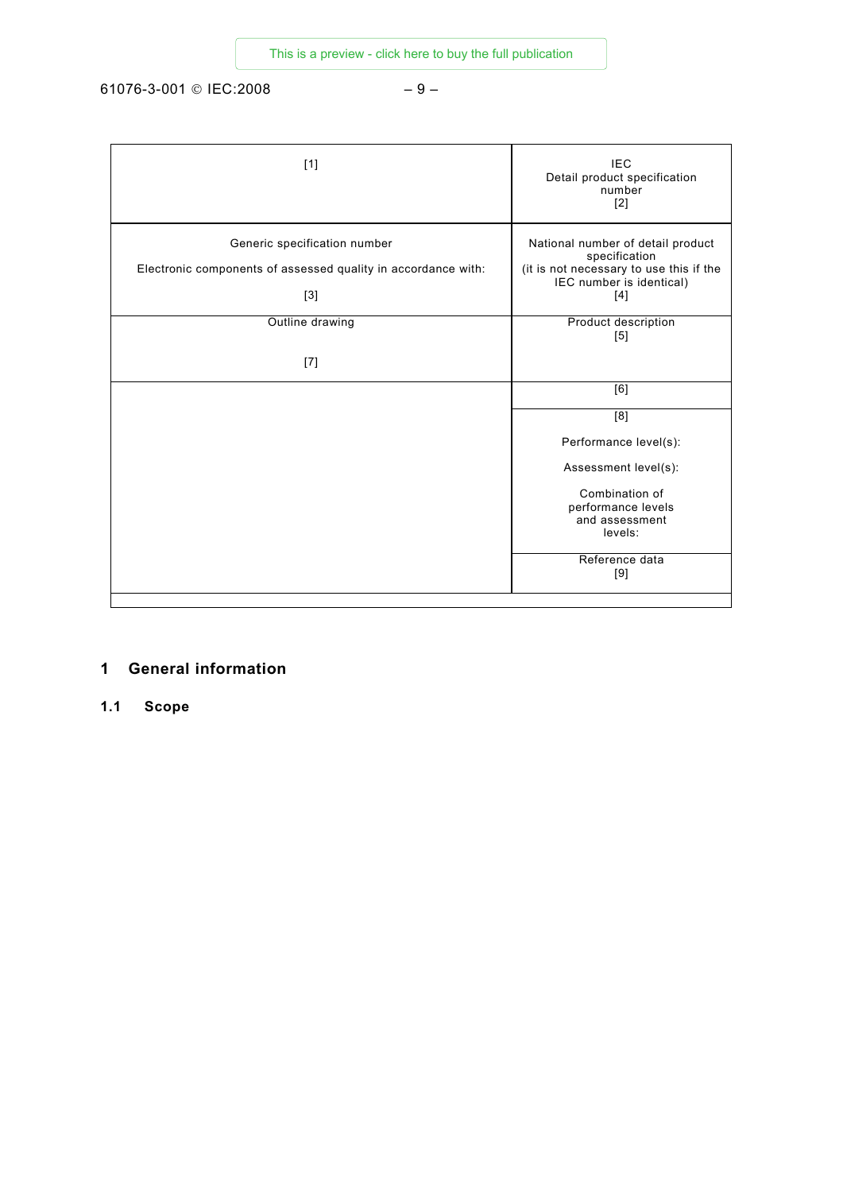| [1] | IEC<br>Detail product specification number<br>[2] |
|---|---|
| Generic specification number<br><br>Electronic components of assessed quality in accordance with:<br><br>[3] | National number of detail product specification<br>(it is not necessary to use this if the IEC number is identical)<br>[4] |
| Outline drawing<br><br>[7] | Product description<br>[5] |
| | [6] |
| | [8]<br><br>Performance level(s):<br><br>Assessment level(s):<br><br>Combination of performance levels and assessment levels: |
| | Reference data<br>[9] |

# 1 General information

## 1.1 Scope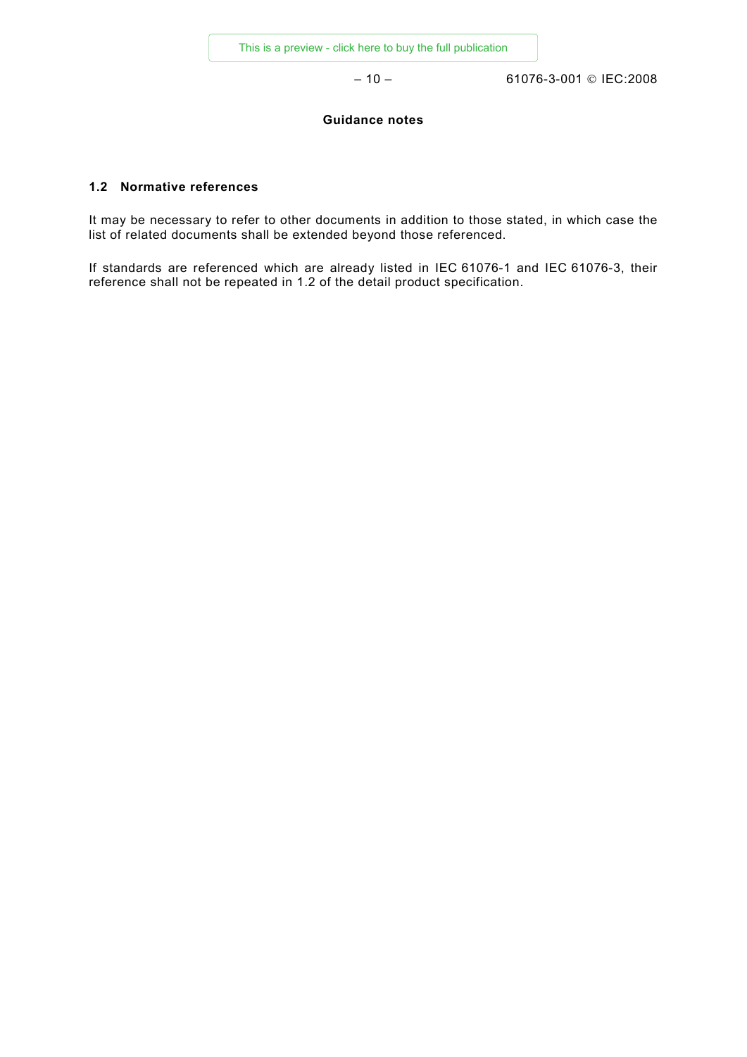**Guidance notes**

### 1.2 Normative references

It may be necessary to refer to other documents in addition to those stated, in which case the list of related documents shall be extended beyond those referenced.

If standards are referenced which are already listed in IEC 61076-1 and IEC 61076-3, their reference shall not be repeated in 1.2 of the detail product specification.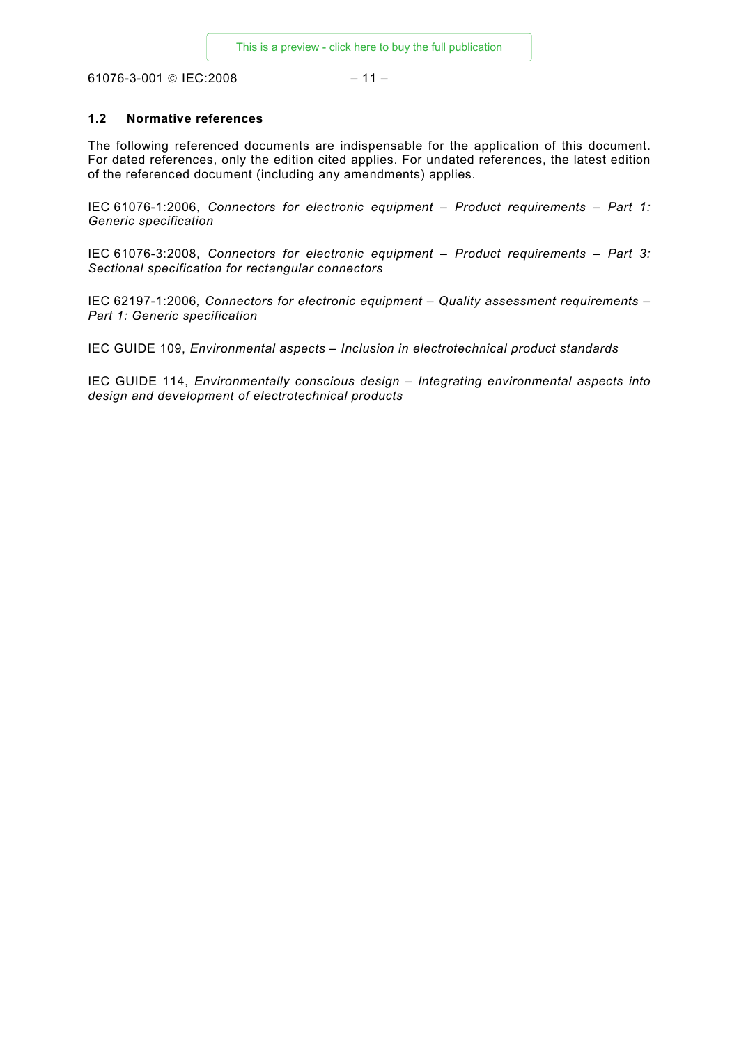## 1.2 Normative references

The following referenced documents are indispensable for the application of this document. For dated references, only the edition cited applies. For undated references, the latest edition of the referenced document (including any amendments) applies.

IEC 61076-1:2006, *Connectors for electronic equipment – Product requirements – Part 1: Generic specification*

IEC 61076-3:2008, *Connectors for electronic equipment – Product requirements – Part 3: Sectional specification for rectangular connectors*

IEC 62197-1:2006, *Connectors for electronic equipment – Quality assessment requirements – Part 1: Generic specification*

IEC GUIDE 109, *Environmental aspects – Inclusion in electrotechnical product standards*

IEC GUIDE 114, *Environmentally conscious design – Integrating environmental aspects into design and development of electrotechnical products*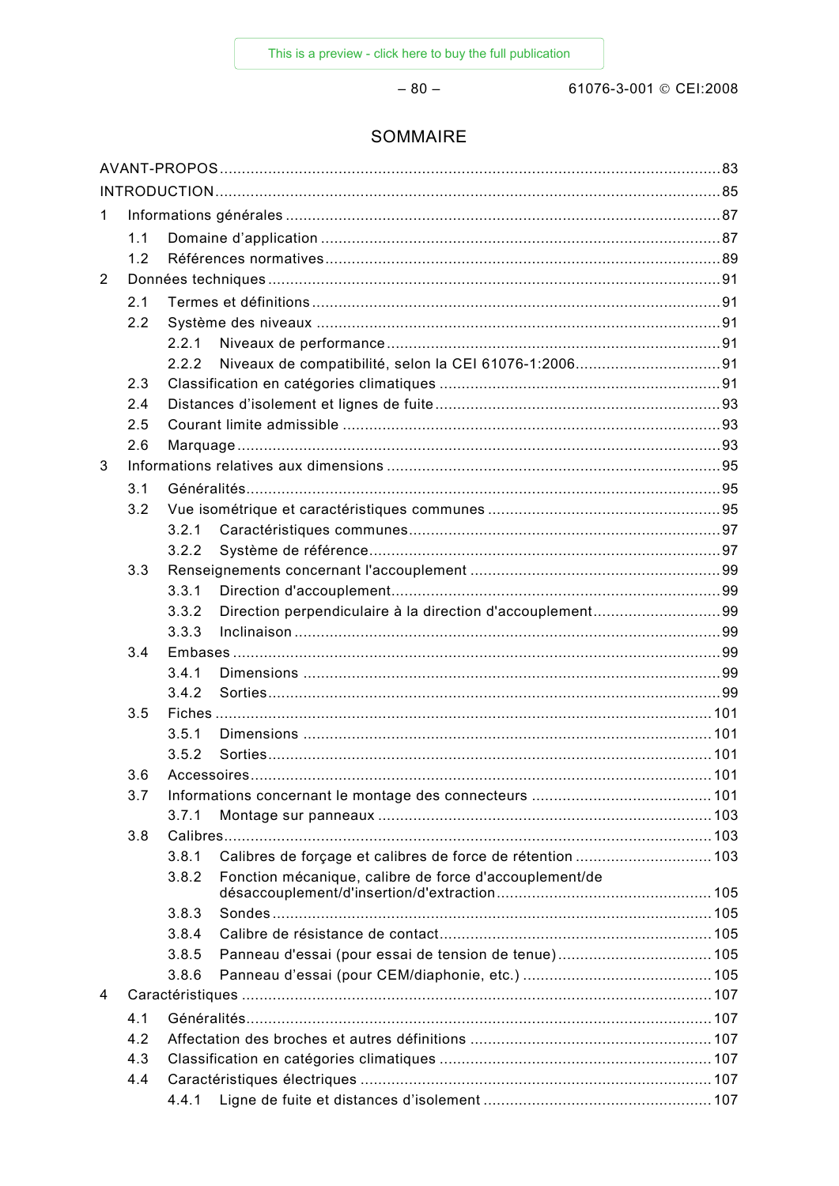# SOMMAIRE

AVANT-PROPOS ........................................................................................................ 83

INTRODUCTION ........................................................................................................ 85

1 Informations générales ........................................................................................ 87

  1.1 Domaine d'application ................................................................................ 87

  1.2 Références normatives ................................................................................ 89

2 Données techniques ............................................................................................ 91

  2.1 Termes et définitions .................................................................................. 91

  2.2 Système des niveaux .................................................................................. 91

    2.2.1 Niveaux de performance ....................................................................... 91

    2.2.2 Niveaux de compatibilité, selon la CEI 61076-1:2006 ............................ 91

  2.3 Classification en catégories climatiques ...................................................... 91

  2.4 Distances d'isolement et lignes de fuite ....................................................... 93

  2.5 Courant limite admissible ............................................................................ 93

  2.6 Marquage .................................................................................................. 93

3 Informations relatives aux dimensions ................................................................. 95

  3.1 Généralités ................................................................................................ 95

  3.2 Vue isométrique et caractéristiques communes ............................................ 95

    3.2.1 Caractéristiques communes .................................................................. 97

    3.2.2 Système de référence .......................................................................... 97

  3.3 Renseignements concernant l'accouplement ................................................ 99

    3.3.1 Direction d'accouplement ...................................................................... 99

    3.3.2 Direction perpendiculaire à la direction d'accouplement ......................... 99

    3.3.3 Inclinaison ........................................................................................... 99

  3.4 Embases .................................................................................................... 99

    3.4.1 Dimensions ......................................................................................... 99

    3.4.2 Sorties ................................................................................................ 99

  3.5 Fiches ...................................................................................................... 101

    3.5.1 Dimensions ....................................................................................... 101

    3.5.2 Sorties .............................................................................................. 101

  3.6 Accessoires .............................................................................................. 101

  3.7 Informations concernant le montage des connecteurs ................................. 101

    3.7.1 Montage sur panneaux ....................................................................... 103

  3.8 Calibres ................................................................................................... 103

    3.8.1 Calibres de forçage et calibres de force de rétention ........................... 103

    3.8.2 Fonction mécanique, calibre de force d'accouplement/de désaccouplement/d'insertion/d'extraction ........................................................... 105

    3.8.3 Sondes .............................................................................................. 105

    3.8.4 Calibre de résistance de contact ......................................................... 105

    3.8.5 Panneau d'essai (pour essai de tension de tenue) ................................ 105

    3.8.6 Panneau d'essai (pour CEM/diaphonie, etc.) ........................................ 105

4 Caractéristiques ................................................................................................ 107

  4.1 Généralités .............................................................................................. 107

  4.2 Affectation des broches et autres définitions .............................................. 107

  4.3 Classification en catégories climatiques .................................................... 107

  4.4 Caractéristiques électriques ...................................................................... 107

    4.4.1 Ligne de fuite et distances d'isolement ................................................ 107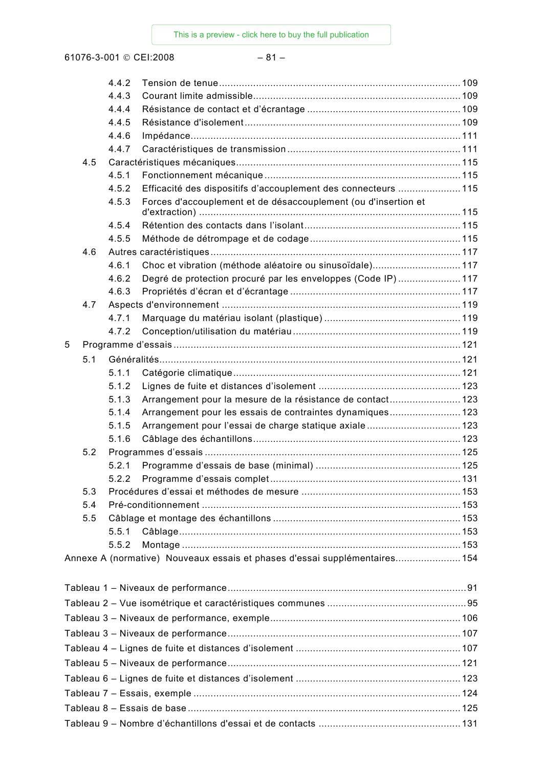4.4.2 Tension de tenue ........ 109
4.4.3 Courant limite admissible ........ 109
4.4.4 Résistance de contact et d'écrantage ........ 109
4.4.5 Résistance d'isolement ........ 109
4.4.6 Impédance ........ 111
4.4.7 Caractéristiques de transmission ........ 111

4.5 Caractéristiques mécaniques ........ 115
4.5.1 Fonctionnement mécanique ........ 115
4.5.2 Efficacité des dispositifs d'accouplement des connecteurs ........ 115
4.5.3 Forces d'accouplement et de désaccouplement (ou d'insertion et d'extraction) ........ 115
4.5.4 Rétention des contacts dans l'isolant ........ 115
4.5.5 Méthode de détrompage et de codage ........ 115

4.6 Autres caractéristiques ........ 117
4.6.1 Choc et vibration (méthode aléatoire ou sinusoïdale) ........ 117
4.6.2 Degré de protection procuré par les enveloppes (Code IP) ........ 117
4.6.3 Propriétés d'écran et d'écrantage ........ 117

4.7 Aspects d'environnement ........ 119
4.7.1 Marquage du matériau isolant (plastique) ........ 119
4.7.2 Conception/utilisation du matériau ........ 119

5 Programme d'essais ........ 121

5.1 Généralités ........ 121
5.1.1 Catégorie climatique ........ 121
5.1.2 Lignes de fuite et distances d'isolement ........ 123
5.1.3 Arrangement pour la mesure de la résistance de contact ........ 123
5.1.4 Arrangement pour les essais de contraintes dynamiques ........ 123
5.1.5 Arrangement pour l'essai de charge statique axiale ........ 123
5.1.6 Câblage des échantillons ........ 123

5.2 Programmes d'essais ........ 125
5.2.1 Programme d'essais de base (minimal) ........ 125
5.2.2 Programme d'essais complet ........ 131

5.3 Procédures d'essai et méthodes de mesure ........ 153

5.4 Pré-conditionnement ........ 153

5.5 Câblage et montage des échantillons ........ 153
5.5.1 Câblage ........ 153
5.5.2 Montage ........ 153

Annexe A (normative) Nouveaux essais et phases d'essai supplémentaires ........ 154

Tableau 1 – Niveaux de performance ........ 91
Tableau 2 – Vue isométrique et caractéristiques communes ........ 95
Tableau 3 – Niveaux de performance, exemple ........ 106
Tableau 3 – Niveaux de performance ........ 107
Tableau 4 – Lignes de fuite et distances d'isolement ........ 107
Tableau 5 – Niveaux de performance ........ 121
Tableau 6 – Lignes de fuite et distances d'isolement ........ 123
Tableau 7 – Essais, exemple ........ 124
Tableau 8 – Essais de base ........ 125
Tableau 9 – Nombre d'échantillons d'essai et de contacts ........ 131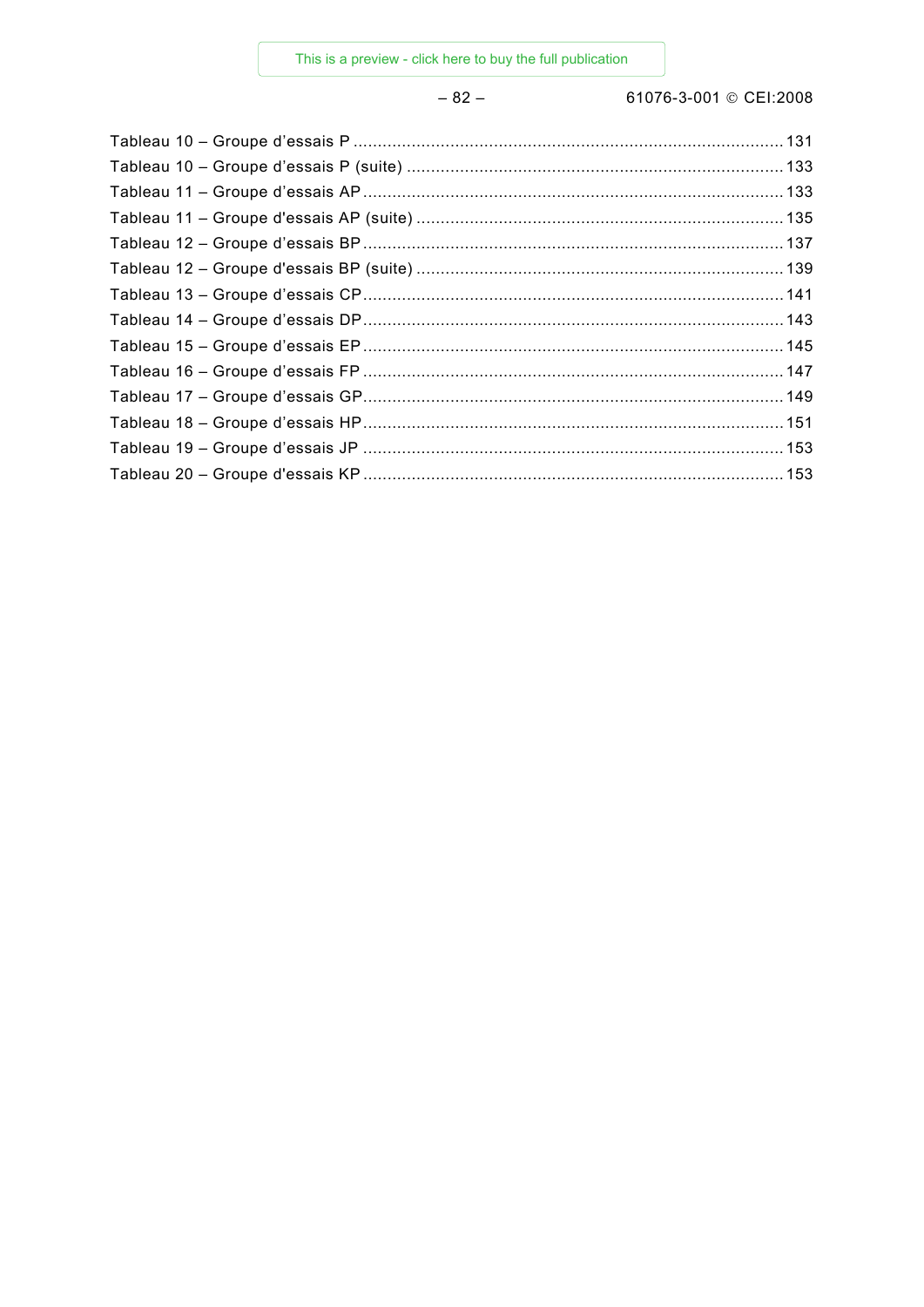Tableau 10 – Groupe d'essais P .......... 131
Tableau 10 – Groupe d'essais P (suite) .......... 133
Tableau 11 – Groupe d'essais AP .......... 133
Tableau 11 – Groupe d'essais AP (suite) .......... 135
Tableau 12 – Groupe d'essais BP .......... 137
Tableau 12 – Groupe d'essais BP (suite) .......... 139
Tableau 13 – Groupe d'essais CP .......... 141
Tableau 14 – Groupe d'essais DP .......... 143
Tableau 15 – Groupe d'essais EP .......... 145
Tableau 16 – Groupe d'essais FP .......... 147
Tableau 17 – Groupe d'essais GP .......... 149
Tableau 18 – Groupe d'essais HP .......... 151
Tableau 19 – Groupe d'essais JP .......... 153
Tableau 20 – Groupe d'essais KP .......... 153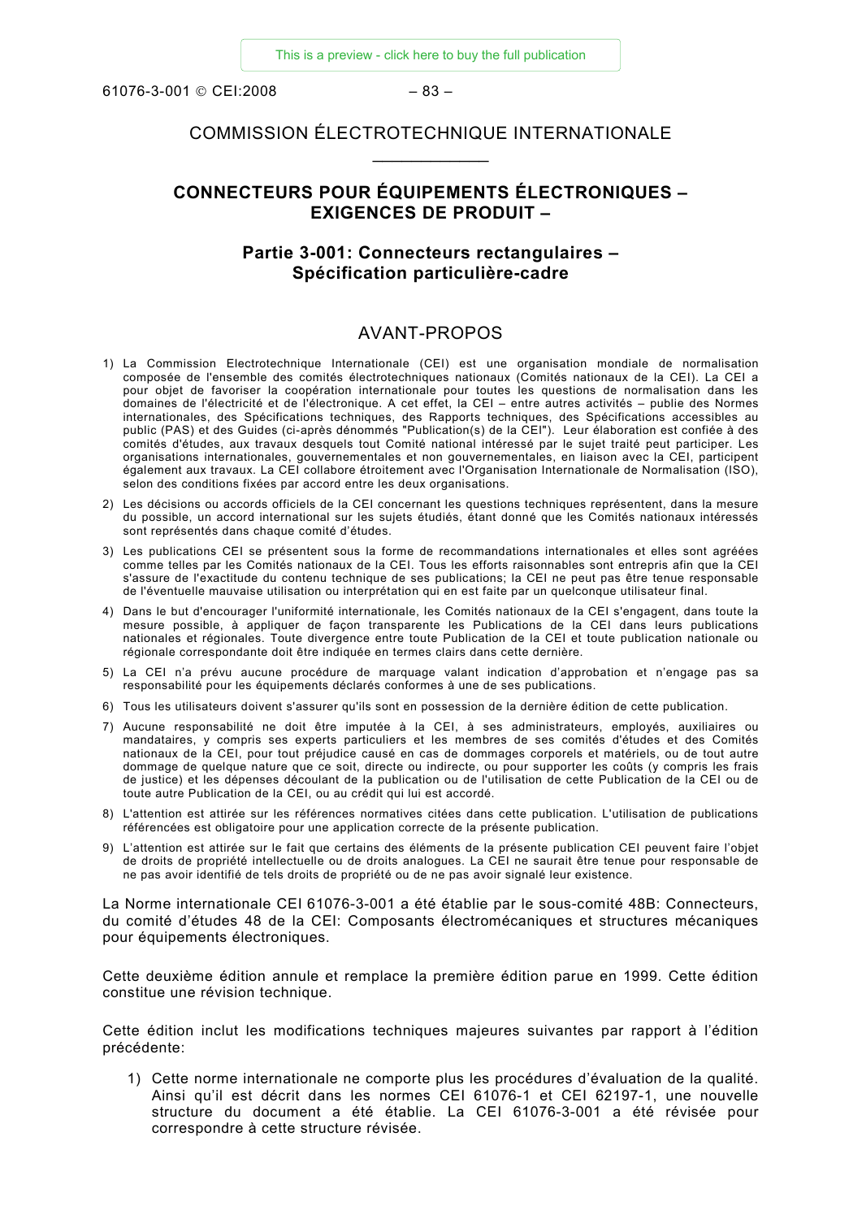COMMISSION ÉLECTROTECHNIQUE INTERNATIONALE

___________

# CONNECTEURS POUR ÉQUIPEMENTS ÉLECTRONIQUES – EXIGENCES DE PRODUIT –

## Partie 3-001: Connecteurs rectangulaires – Spécification particulière-cadre

## AVANT-PROPOS

1) La Commission Electrotechnique Internationale (CEI) est une organisation mondiale de normalisation composée de l'ensemble des comités électrotechniques nationaux (Comités nationaux de la CEI). La CEI a pour objet de favoriser la coopération internationale pour toutes les questions de normalisation dans les domaines de l'électricité et de l'électronique. A cet effet, la CEI – entre autres activités – publie des Normes internationales, des Spécifications techniques, des Rapports techniques, des Spécifications accessibles au public (PAS) et des Guides (ci-après dénommés "Publication(s) de la CEI"). Leur élaboration est confiée à des comités d'études, aux travaux desquels tout Comité national intéressé par le sujet traité peut participer. Les organisations internationales, gouvernementales et non gouvernementales, en liaison avec la CEI, participent également aux travaux. La CEI collabore étroitement avec l'Organisation Internationale de Normalisation (ISO), selon des conditions fixées par accord entre les deux organisations.
2) Les décisions ou accords officiels de la CEI concernant les questions techniques représentent, dans la mesure du possible, un accord international sur les sujets étudiés, étant donné que les Comités nationaux intéressés sont représentés dans chaque comité d'études.
3) Les publications CEI se présentent sous la forme de recommandations internationales et elles sont agréées comme telles par les Comités nationaux de la CEI. Tous les efforts raisonnables sont entrepris afin que la CEI s'assure de l'exactitude du contenu technique de ses publications; la CEI ne peut pas être tenue responsable de l'éventuelle mauvaise utilisation ou interprétation qui en est faite par un quelconque utilisateur final.
4) Dans le but d'encourager l'uniformité internationale, les Comités nationaux de la CEI s'engagent, dans toute la mesure possible, à appliquer de façon transparente les Publications de la CEI dans leurs publications nationales et régionales. Toute divergence entre toute Publication de la CEI et toute publication nationale ou régionale correspondante doit être indiquée en termes clairs dans cette dernière.
5) La CEI n'a prévu aucune procédure de marquage valant indication d'approbation et n'engage pas sa responsabilité pour les équipements déclarés conformes à une de ses publications.
6) Tous les utilisateurs doivent s'assurer qu'ils sont en possession de la dernière édition de cette publication.
7) Aucune responsabilité ne doit être imputée à la CEI, à ses administrateurs, employés, auxiliaires ou mandataires, y compris ses experts particuliers et les membres de ses comités d'études et des Comités nationaux de la CEI, pour tout préjudice causé en cas de dommages corporels et matériels, ou de tout autre dommage de quelque nature que ce soit, directe ou indirecte, ou pour supporter les coûts (y compris les frais de justice) et les dépenses découlant de la publication ou de l'utilisation de cette Publication de la CEI ou de toute autre Publication de la CEI, ou au crédit qui lui est accordé.
8) L'attention est attirée sur les références normatives citées dans cette publication. L'utilisation de publications référencées est obligatoire pour une application correcte de la présente publication.
9) L'attention est attirée sur le fait que certains des éléments de la présente publication CEI peuvent faire l'objet de droits de propriété intellectuelle ou de droits analogues. La CEI ne saurait être tenue pour responsable de ne pas avoir identifié de tels droits de propriété ou de ne pas avoir signalé leur existence.

La Norme internationale CEI 61076-3-001 a été établie par le sous-comité 48B: Connecteurs, du comité d'études 48 de la CEI: Composants électromécaniques et structures mécaniques pour équipements électroniques.

Cette deuxième édition annule et remplace la première édition parue en 1999. Cette édition constitue une révision technique.

Cette édition inclut les modifications techniques majeures suivantes par rapport à l'édition précédente:

1) Cette norme internationale ne comporte plus les procédures d'évaluation de la qualité. Ainsi qu'il est décrit dans les normes CEI 61076-1 et CEI 62197-1, une nouvelle structure du document a été établie. La CEI 61076-3-001 a été révisée pour correspondre à cette structure révisée.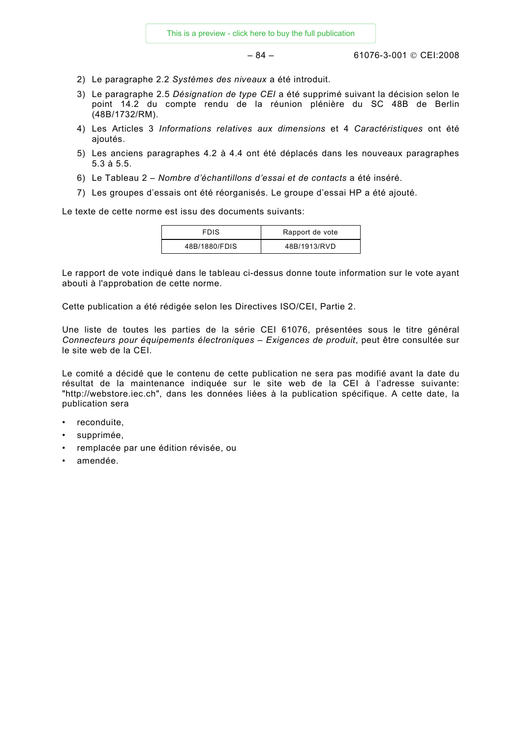2) Le paragraphe 2.2 *Systèmes des niveaux* a été introduit.
3) Le paragraphe 2.5 *Désignation de type CEI* a été supprimé suivant la décision selon le point 14.2 du compte rendu de la réunion plénière du SC 48B de Berlin (48B/1732/RM).
4) Les Articles 3 *Informations relatives aux dimensions* et 4 *Caractéristiques* ont été ajoutés.
5) Les anciens paragraphes 4.2 à 4.4 ont été déplacés dans les nouveaux paragraphes 5.3 à 5.5.
6) Le Tableau 2 – *Nombre d'échantillons d'essai et de contacts* a été inséré.
7) Les groupes d'essais ont été réorganisés. Le groupe d'essai HP a été ajouté.

Le texte de cette norme est issu des documents suivants:

| FDIS | Rapport de vote |
|---|---|
| 48B/1880/FDIS | 48B/1913/RVD |

Le rapport de vote indiqué dans le tableau ci-dessus donne toute information sur le vote ayant abouti à l'approbation de cette norme.

Cette publication a été rédigée selon les Directives ISO/CEI, Partie 2.

Une liste de toutes les parties de la série CEI 61076, présentées sous le titre général *Connecteurs pour équipements électroniques – Exigences de produit*, peut être consultée sur le site web de la CEI.

Le comité a décidé que le contenu de cette publication ne sera pas modifié avant la date du résultat de la maintenance indiquée sur le site web de la CEI à l'adresse suivante: "http://webstore.iec.ch", dans les données liées à la publication spécifique. A cette date, la publication sera

- reconduite,
- supprimée,
- remplacée par une édition révisée, ou
- amendée.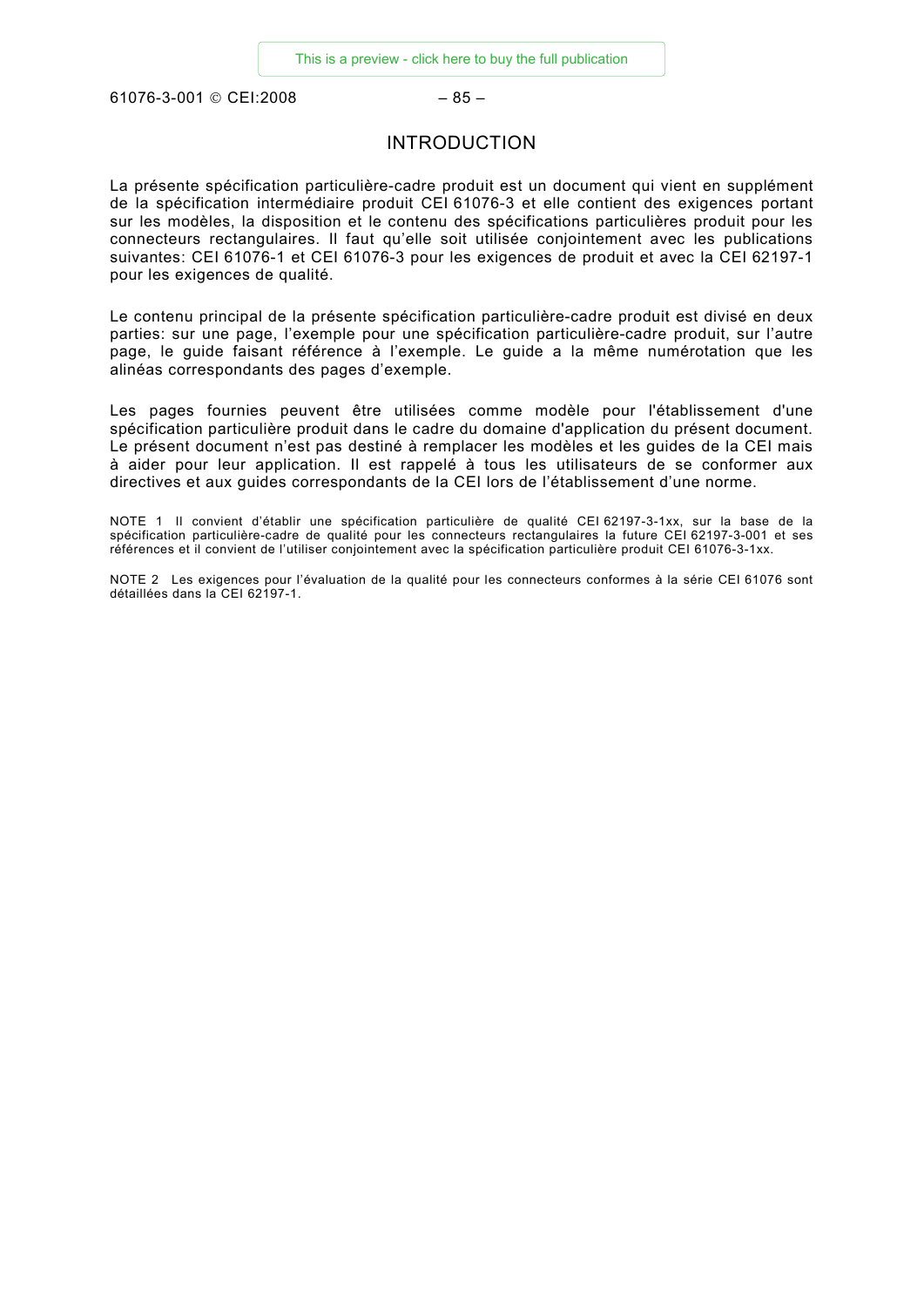# INTRODUCTION

La présente spécification particulière-cadre produit est un document qui vient en supplément de la spécification intermédiaire produit CEI 61076-3 et elle contient des exigences portant sur les modèles, la disposition et le contenu des spécifications particulières produit pour les connecteurs rectangulaires. Il faut qu'elle soit utilisée conjointement avec les publications suivantes: CEI 61076-1 et CEI 61076-3 pour les exigences de produit et avec la CEI 62197-1 pour les exigences de qualité.

Le contenu principal de la présente spécification particulière-cadre produit est divisé en deux parties: sur une page, l'exemple pour une spécification particulière-cadre produit, sur l'autre page, le guide faisant référence à l'exemple. Le guide a la même numérotation que les alinéas correspondants des pages d'exemple.

Les pages fournies peuvent être utilisées comme modèle pour l'établissement d'une spécification particulière produit dans le cadre du domaine d'application du présent document. Le présent document n'est pas destiné à remplacer les modèles et les guides de la CEI mais à aider pour leur application. Il est rappelé à tous les utilisateurs de se conformer aux directives et aux guides correspondants de la CEI lors de l'établissement d'une norme.

NOTE 1 Il convient d'établir une spécification particulière de qualité CEI 62197-3-1xx, sur la base de la spécification particulière-cadre de qualité pour les connecteurs rectangulaires la future CEI 62197-3-001 et ses références et il convient de l'utiliser conjointement avec la spécification particulière produit CEI 61076-3-1xx.

NOTE 2 Les exigences pour l'évaluation de la qualité pour les connecteurs conformes à la série CEI 61076 sont détaillées dans la CEI 62197-1.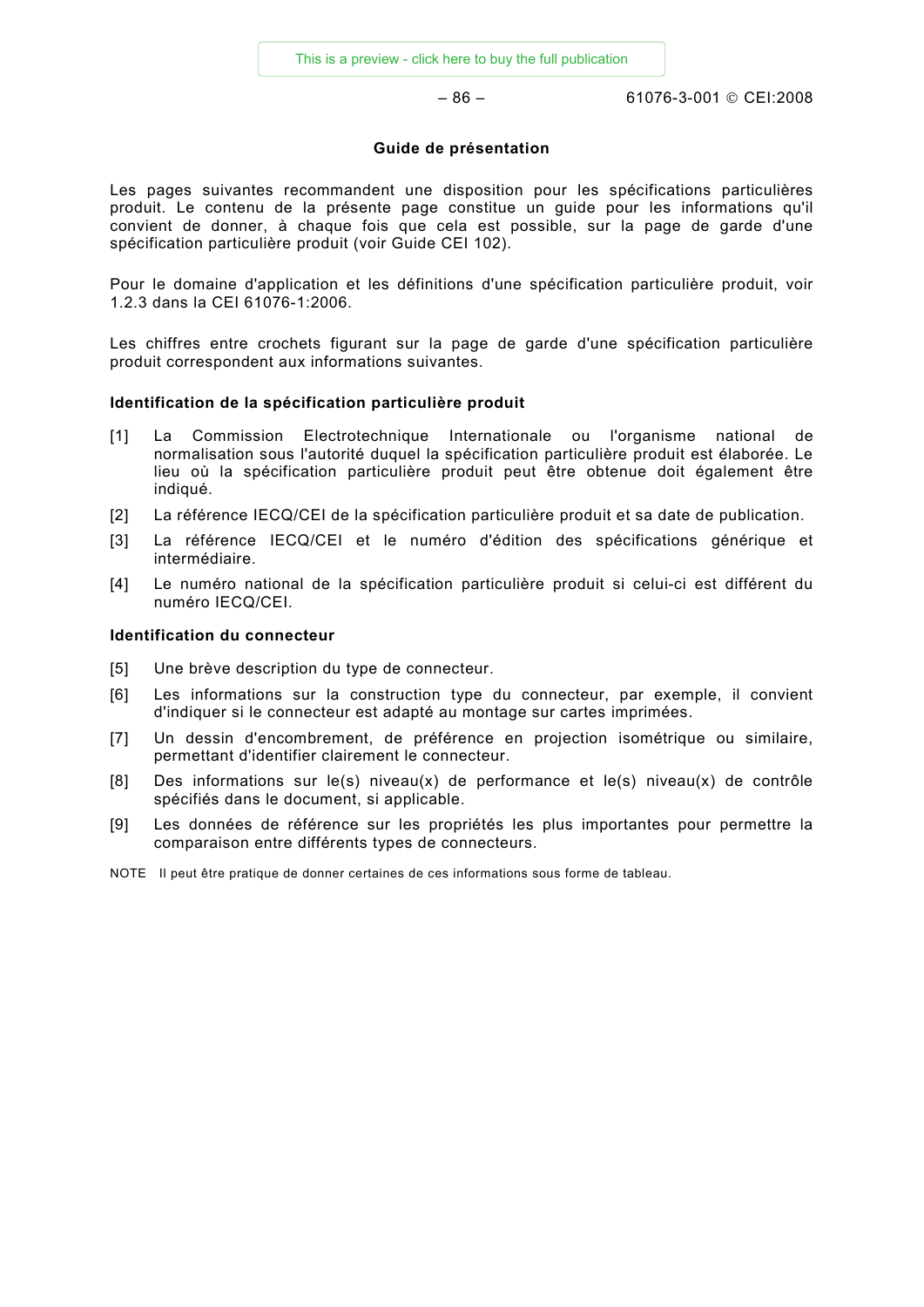## Guide de présentation

Les pages suivantes recommandent une disposition pour les spécifications particulières produit. Le contenu de la présente page constitue un guide pour les informations qu'il convient de donner, à chaque fois que cela est possible, sur la page de garde d'une spécification particulière produit (voir Guide CEI 102).

Pour le domaine d'application et les définitions d'une spécification particulière produit, voir 1.2.3 dans la CEI 61076-1:2006.

Les chiffres entre crochets figurant sur la page de garde d'une spécification particulière produit correspondent aux informations suivantes.

### Identification de la spécification particulière produit

[1] La Commission Electrotechnique Internationale ou l'organisme national de normalisation sous l'autorité duquel la spécification particulière produit est élaborée. Le lieu où la spécification particulière produit peut être obtenue doit également être indiqué.

[2] La référence IECQ/CEI de la spécification particulière produit et sa date de publication.

[3] La référence IECQ/CEI et le numéro d'édition des spécifications générique et intermédiaire.

[4] Le numéro national de la spécification particulière produit si celui-ci est différent du numéro IECQ/CEI.

### Identification du connecteur

[5] Une brève description du type de connecteur.

[6] Les informations sur la construction type du connecteur, par exemple, il convient d'indiquer si le connecteur est adapté au montage sur cartes imprimées.

[7] Un dessin d'encombrement, de préférence en projection isométrique ou similaire, permettant d'identifier clairement le connecteur.

[8] Des informations sur le(s) niveau(x) de performance et le(s) niveau(x) de contrôle spécifiés dans le document, si applicable.

[9] Les données de référence sur les propriétés les plus importantes pour permettre la comparaison entre différents types de connecteurs.

NOTE Il peut être pratique de donner certaines de ces informations sous forme de tableau.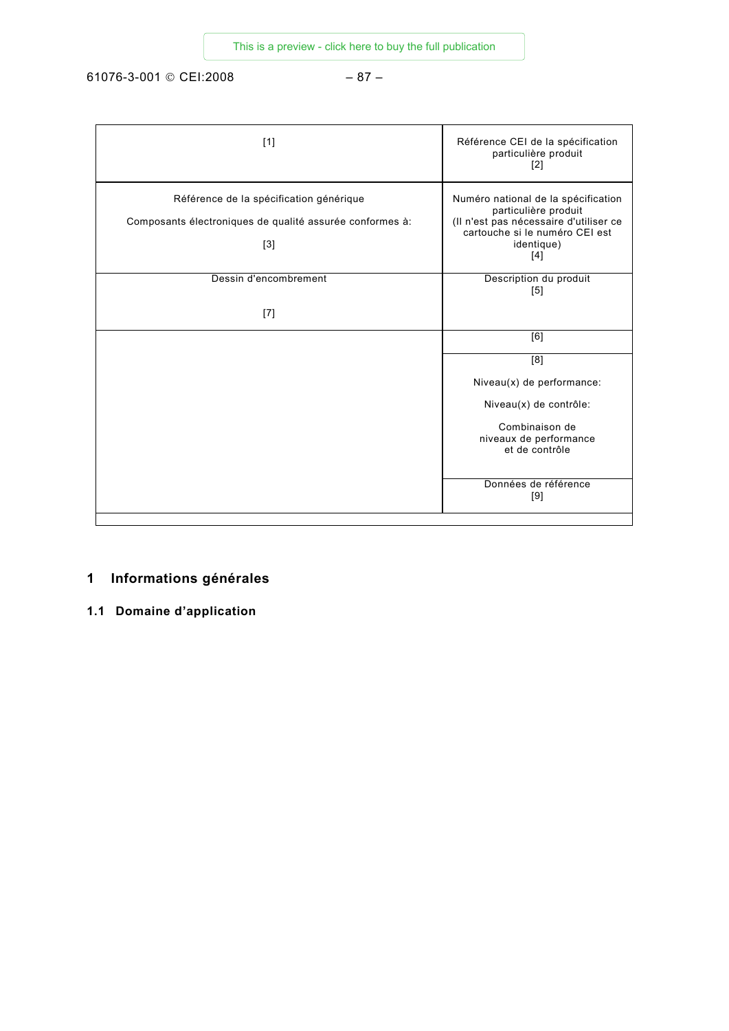| [1] | Référence CEI de la spécification particulière produit<br>[2] |
|---|---|
| Référence de la spécification générique<br><br>Composants électroniques de qualité assurée conformes à:<br><br>[3] | Numéro national de la spécification particulière produit<br>(Il n'est pas nécessaire d'utiliser ce cartouche si le numéro CEI est identique)<br>[4] |
| Dessin d'encombrement<br><br>[7] | Description du produit<br>[5] |
| | [6] |
| | [8]<br><br>Niveau(x) de performance:<br><br>Niveau(x) de contrôle:<br><br>Combinaison de niveaux de performance et de contrôle |
| | Données de référence<br>[9] |
| | |

# 1 Informations générales

## 1.1 Domaine d'application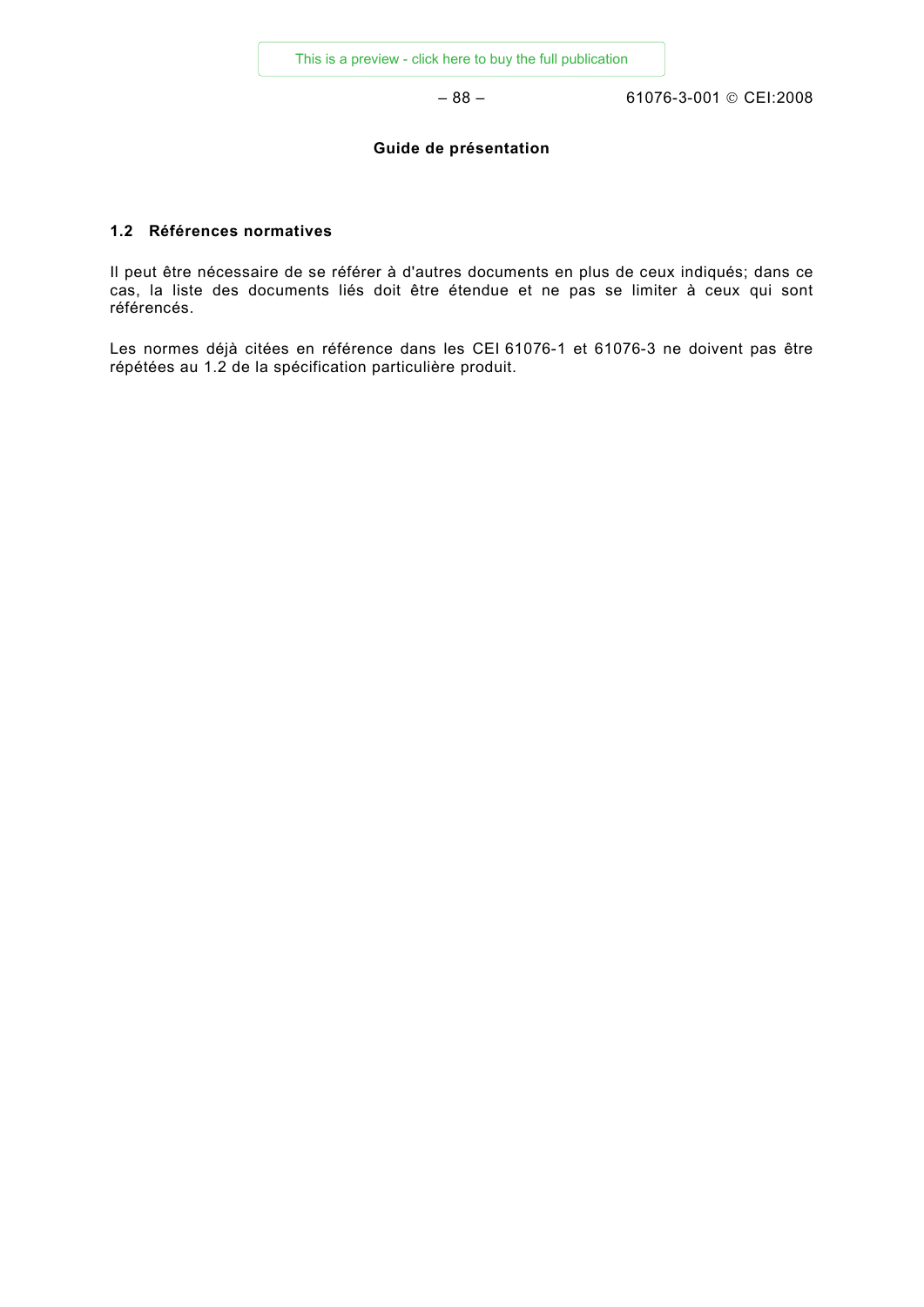**Guide de présentation**

### 1.2 Références normatives

Il peut être nécessaire de se référer à d'autres documents en plus de ceux indiqués; dans ce cas, la liste des documents liés doit être étendue et ne pas se limiter à ceux qui sont référencés.

Les normes déjà citées en référence dans les CEI 61076-1 et 61076-3 ne doivent pas être répétées au 1.2 de la spécification particulière produit.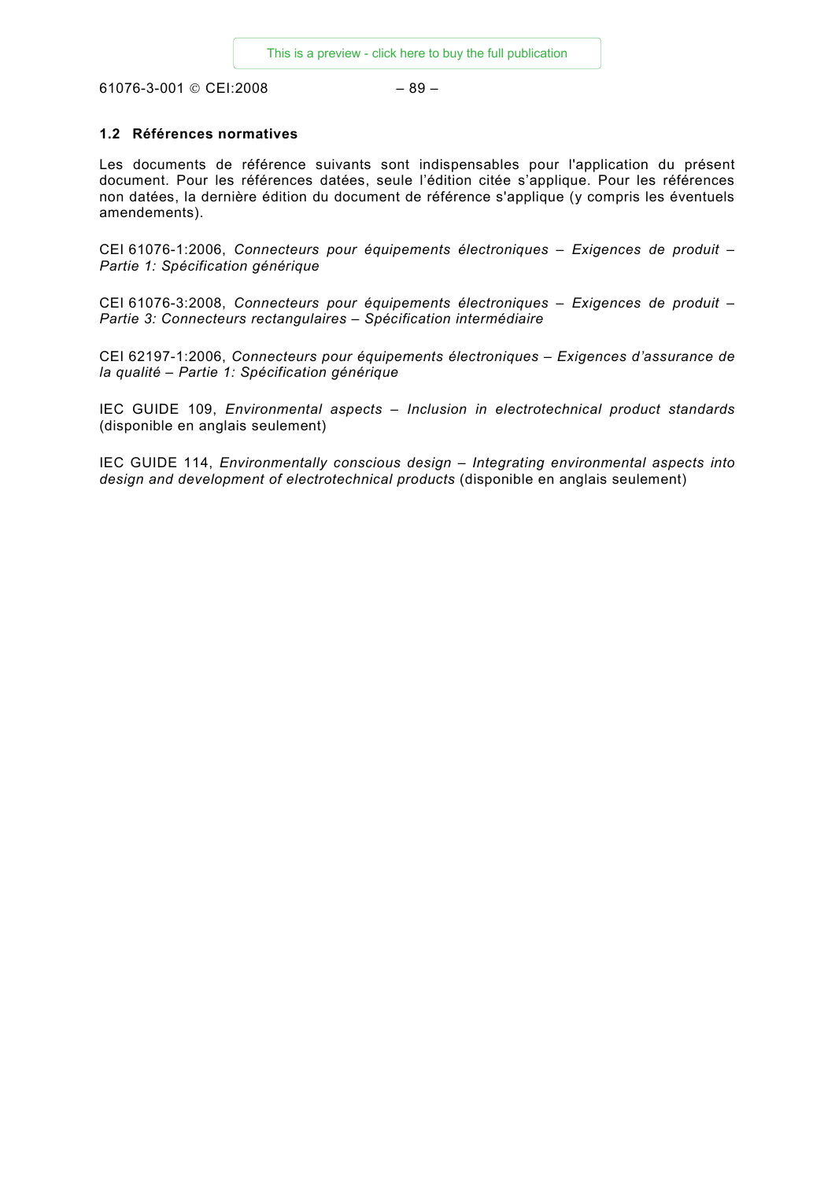### 1.2 Références normatives

Les documents de référence suivants sont indispensables pour l'application du présent document. Pour les références datées, seule l'édition citée s'applique. Pour les références non datées, la dernière édition du document de référence s'applique (y compris les éventuels amendements).

CEI 61076-1:2006, *Connecteurs pour équipements électroniques – Exigences de produit – Partie 1: Spécification générique*

CEI 61076-3:2008, *Connecteurs pour équipements électroniques – Exigences de produit – Partie 3: Connecteurs rectangulaires – Spécification intermédiaire*

CEI 62197-1:2006, *Connecteurs pour équipements électroniques – Exigences d'assurance de la qualité – Partie 1: Spécification générique*

IEC GUIDE 109, *Environmental aspects – Inclusion in electrotechnical product standards* (disponible en anglais seulement)

IEC GUIDE 114, *Environmentally conscious design – Integrating environmental aspects into design and development of electrotechnical products* (disponible en anglais seulement)